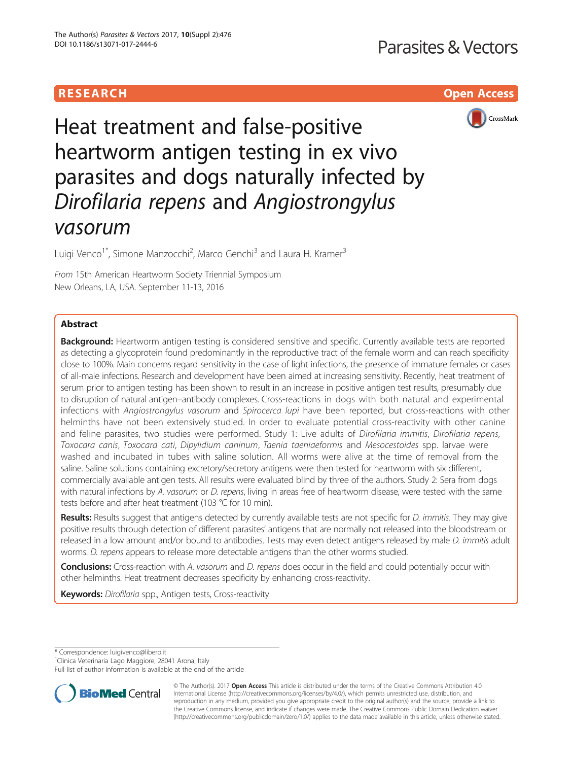RESEARCH

Open Access

# Heat treatment and false-positive heartworm antigen testing in ex vivo parasites and dogs naturally infected by *Dirofilaria repens* and *Angiostrongylus vasorum*

Luigi Venco[1*], Simone Manzocchi[2], Marco Genchi[3] and Laura H. Kramer[3]

From 15th American Heartworm Society Triennial Symposium
New Orleans, LA, USA. September 11-13, 2016

## Abstract

**Background:** Heartworm antigen testing is considered sensitive and specific. Currently available tests are reported as detecting a glycoprotein found predominantly in the reproductive tract of the female worm and can reach specificity close to 100%. Main concerns regard sensitivity in the case of light infections, the presence of immature females or cases of all-male infections. Research and development have been aimed at increasing sensitivity. Recently, heat treatment of serum prior to antigen testing has been shown to result in an increase in positive antigen test results, presumably due to disruption of natural antigen–antibody complexes. Cross-reactions in dogs with both natural and experimental infections with *Angiostrongylus vasorum* and *Spirocerca lupi* have been reported, but cross-reactions with other helminths have not been extensively studied. In order to evaluate potential cross-reactivity with other canine and feline parasites, two studies were performed. Study 1: Live adults of *Dirofilaria immitis*, *Dirofilaria repens*, *Toxocara canis*, *Toxocara cati*, *Dipylidium caninum*, *Taenia taeniaeformis* and *Mesocestoides* spp. larvae were washed and incubated in tubes with saline solution. All worms were alive at the time of removal from the saline. Saline solutions containing excretory/secretory antigens were then tested for heartworm with six different, commercially available antigen tests. All results were evaluated blind by three of the authors. Study 2: Sera from dogs with natural infections by *A. vasorum* or *D. repens*, living in areas free of heartworm disease, were tested with the same tests before and after heat treatment (103 °C for 10 min).

**Results:** Results suggest that antigens detected by currently available tests are not specific for *D. immitis*. They may give positive results through detection of different parasites' antigens that are normally not released into the bloodstream or released in a low amount and/or bound to antibodies. Tests may even detect antigens released by male *D. immitis* adult worms. *D. repens* appears to release more detectable antigens than the other worms studied.

**Conclusions:** Cross-reaction with *A. vasorum* and *D. repens* does occur in the field and could potentially occur with other helminths. Heat treatment decreases specificity by enhancing cross-reactivity.

**Keywords:** *Dirofilaria* spp., Antigen tests, Cross-reactivity

\* Correspondence: luigivenco@libero.it
[1]Clinica Veterinaria Lago Maggiore, 28041 Arona, Italy
Full list of author information is available at the end of the article

© The Author(s). 2017 **Open Access** This article is distributed under the terms of the Creative Commons Attribution 4.0 International License (http://creativecommons.org/licenses/by/4.0/), which permits unrestricted use, distribution, and reproduction in any medium, provided you give appropriate credit to the original author(s) and the source, provide a link to the Creative Commons license, and indicate if changes were made. The Creative Commons Public Domain Dedication waiver (http://creativecommons.org/publicdomain/zero/1.0/) applies to the data made available in this article, unless otherwise stated.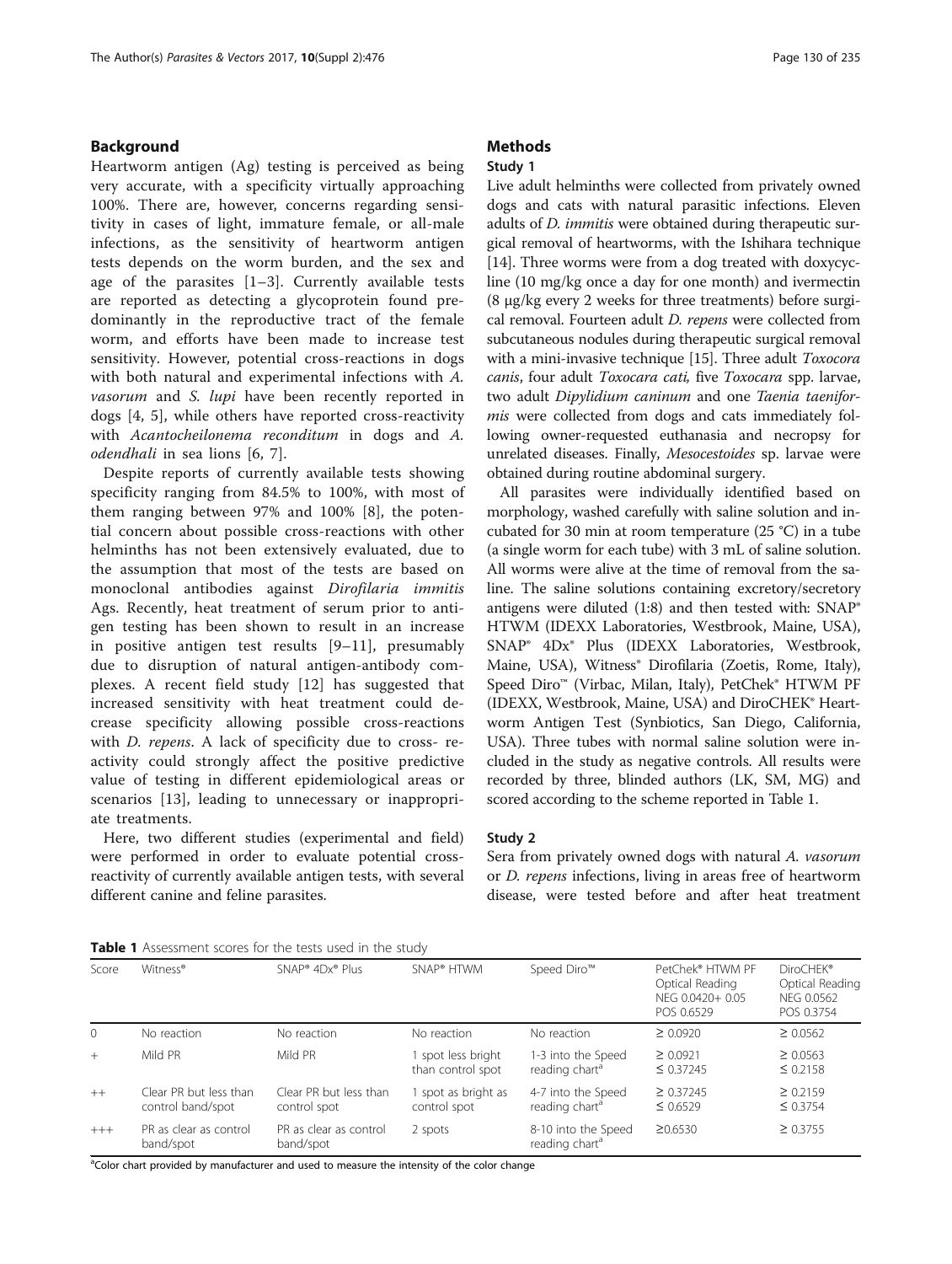## Background

Heartworm antigen (Ag) testing is perceived as being very accurate, with a specificity virtually approaching 100%. There are, however, concerns regarding sensitivity in cases of light, immature female, or all-male infections, as the sensitivity of heartworm antigen tests depends on the worm burden, and the sex and age of the parasites [1–3]. Currently available tests are reported as detecting a glycoprotein found predominantly in the reproductive tract of the female worm, and efforts have been made to increase test sensitivity. However, potential cross-reactions in dogs with both natural and experimental infections with *A. vasorum* and *S. lupi* have been recently reported in dogs [4, 5], while others have reported cross-reactivity with *Acantocheilonema reconditum* in dogs and *A. odendhali* in sea lions [6, 7].

Despite reports of currently available tests showing specificity ranging from 84.5% to 100%, with most of them ranging between 97% and 100% [8], the potential concern about possible cross-reactions with other helminths has not been extensively evaluated, due to the assumption that most of the tests are based on monoclonal antibodies against *Dirofilaria immitis* Ags. Recently, heat treatment of serum prior to antigen testing has been shown to result in an increase in positive antigen test results [9–11], presumably due to disruption of natural antigen-antibody complexes. A recent field study [12] has suggested that increased sensitivity with heat treatment could decrease specificity allowing possible cross-reactions with *D. repens*. A lack of specificity due to cross- reactivity could strongly affect the positive predictive value of testing in different epidemiological areas or scenarios [13], leading to unnecessary or inappropriate treatments.

Here, two different studies (experimental and field) were performed in order to evaluate potential cross-reactivity of currently available antigen tests, with several different canine and feline parasites.

## Methods

### Study 1

Live adult helminths were collected from privately owned dogs and cats with natural parasitic infections. Eleven adults of *D. immitis* were obtained during therapeutic surgical removal of heartworms, with the Ishihara technique [14]. Three worms were from a dog treated with doxycycline (10 mg/kg once a day for one month) and ivermectin (8 μg/kg every 2 weeks for three treatments) before surgical removal. Fourteen adult *D. repens* were collected from subcutaneous nodules during therapeutic surgical removal with a mini-invasive technique [15]. Three adult *Toxocora canis*, four adult *Toxocara cati,* five *Toxocara* spp. larvae, two adult *Dipylidium caninum* and one *Taenia taeniformis* were collected from dogs and cats immediately following owner-requested euthanasia and necropsy for unrelated diseases. Finally, *Mesocestoides* sp. larvae were obtained during routine abdominal surgery.

All parasites were individually identified based on morphology, washed carefully with saline solution and incubated for 30 min at room temperature (25 °C) in a tube (a single worm for each tube) with 3 mL of saline solution. All worms were alive at the time of removal from the saline. The saline solutions containing excretory/secretory antigens were diluted (1:8) and then tested with: SNAP® HTWM (IDEXX Laboratories, Westbrook, Maine, USA), SNAP® 4Dx® Plus (IDEXX Laboratories, Westbrook, Maine, USA), Witness® Dirofilaria (Zoetis, Rome, Italy), Speed Diro™ (Virbac, Milan, Italy), PetChek® HTWM PF (IDEXX, Westbrook, Maine, USA) and DiroCHEK® Heartworm Antigen Test (Synbiotics, San Diego, California, USA). Three tubes with normal saline solution were included in the study as negative controls. All results were recorded by three, blinded authors (LK, SM, MG) and scored according to the scheme reported in Table 1.

### Study 2

Sera from privately owned dogs with natural *A. vasorum* or *D. repens* infections, living in areas free of heartworm disease, were tested before and after heat treatment

**Table 1** Assessment scores for the tests used in the study

| Score | Witness® | SNAP® 4Dx® Plus | SNAP® HTWM | Speed Diro™ | PetChek® HTWM PF Optical Reading NEG 0.0420+ 0.05 POS 0.6529 | DiroCHEK® Optical Reading NEG 0.0562 POS 0.3754 |
|---|---|---|---|---|---|---|
| 0 | No reaction | No reaction | No reaction | No reaction | ≥ 0.0920 | ≥ 0.0562 |
| + | Mild PR | Mild PR | 1 spot less bright than control spot | 1-3 into the Speed reading chart[a] | ≥ 0.0921 ≤ 0.37245 | ≥ 0.0563 ≤ 0.2158 |
| ++ | Clear PR but less than control band/spot | Clear PR but less than control spot | 1 spot as bright as control spot | 4-7 into the Speed reading chart[a] | ≥ 0.37245 ≤ 0.6529 | ≥ 0.2159 ≤ 0.3754 |
| +++ | PR as clear as control band/spot | PR as clear as control band/spot | 2 spots | 8-10 into the Speed reading chart[a] | ≥0.6530 | ≥ 0.3755 |

[a]Color chart provided by manufacturer and used to measure the intensity of the color change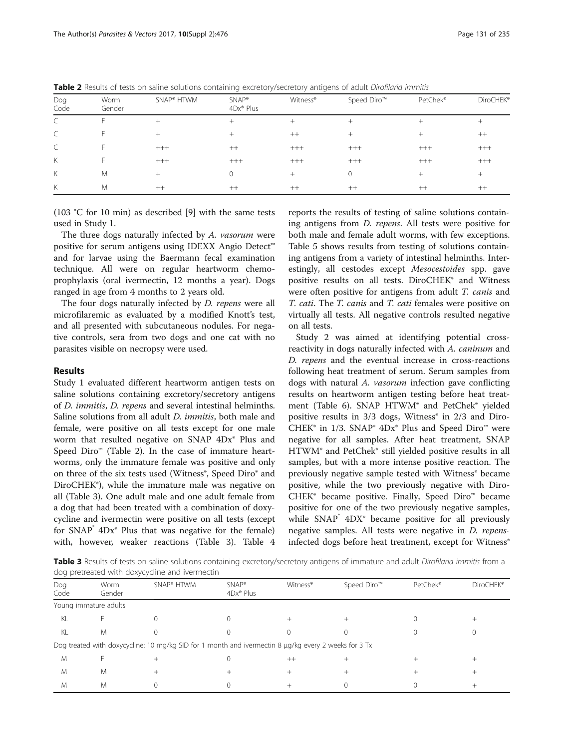**Table 2** Results of tests on saline solutions containing excretory/secretory antigens of adult *Dirofilaria immitis*

| Dog Code | Worm Gender | SNAP® HTWM | SNAP® 4Dx® Plus | Witness® | Speed Diro™ | PetChek® | DiroCHEK® |
|---|---|---|---|---|---|---|---|
| C | F | + | + | + | + | + | + |
| C | F | + | + | ++ | + | + | ++ |
| C | F | +++ | ++ | +++ | +++ | +++ | +++ |
| K | F | +++ | +++ | +++ | +++ | +++ | +++ |
| K | M | + | 0 | + | 0 | + | + |
| K | M | ++ | ++ | ++ | ++ | ++ | ++ |

(103 °C for 10 min) as described [9] with the same tests used in Study 1.

The three dogs naturally infected by *A. vasorum* were positive for serum antigens using IDEXX Angio Detect™ and for larvae using the Baermann fecal examination technique. All were on regular heartworm chemoprophylaxis (oral ivermectin, 12 months a year). Dogs ranged in age from 4 months to 2 years old.

The four dogs naturally infected by *D. repens* were all microfilaremic as evaluated by a modified Knott's test, and all presented with subcutaneous nodules. For negative controls, sera from two dogs and one cat with no parasites visible on necropsy were used.

## Results

Study 1 evaluated different heartworm antigen tests on saline solutions containing excretory/secretory antigens of *D. immitis*, *D. repens* and several intestinal helminths. Saline solutions from all adult *D. immitis*, both male and female, were positive on all tests except for one male worm that resulted negative on SNAP 4Dx® Plus and Speed Diro™ (Table 2). In the case of immature heartworms, only the immature female was positive and only on three of the six tests used (Witness®, Speed Diro® and DiroCHEK®), while the immature male was negative on all (Table 3). One adult male and one adult female from a dog that had been treated with a combination of doxycycline and ivermectin were positive on all tests (except for SNAP® 4Dx® Plus that was negative for the female) with, however, weaker reactions (Table 3). Table 4 reports the results of testing of saline solutions containing antigens from *D. repens*. All tests were positive for both male and female adult worms, with few exceptions. Table 5 shows results from testing of solutions containing antigens from a variety of intestinal helminths. Interestingly, all cestodes except *Mesocestoides* spp. gave positive results on all tests. DiroCHEK® and Witness were often positive for antigens from adult *T. canis* and *T. cati*. The *T. canis* and *T. cati* females were positive on virtually all tests. All negative controls resulted negative on all tests.

Study 2 was aimed at identifying potential cross-reactivity in dogs naturally infected with *A. caninum* and *D. repens* and the eventual increase in cross-reactions following heat treatment of serum. Serum samples from dogs with natural *A. vasorum* infection gave conflicting results on heartworm antigen testing before heat treatment (Table 6). SNAP HTWM® and PetChek® yielded positive results in 3/3 dogs, Witness® in 2/3 and DiroCHEK® in 1/3. SNAP® 4Dx® Plus and Speed Diro™ were negative for all samples. After heat treatment, SNAP HTWM® and PetChek® still yielded positive results in all samples, but with a more intense positive reaction. The previously negative sample tested with Witness® became positive, while the two previously negative with DiroCHEK® became positive. Finally, Speed Diro™ became positive for one of the two previously negative samples, while SNAP® 4DX® became positive for all previously negative samples. All tests were negative in *D. repens*-infected dogs before heat treatment, except for Witness®

**Table 3** Results of tests on saline solutions containing excretory/secretory antigens of immature and adult *Dirofilaria immitis* from a dog pretreated with doxycycline and ivermectin

| Dog Code | Worm Gender | SNAP® HTWM | SNAP® 4Dx® Plus | Witness® | Speed Diro™ | PetChek® | DiroCHEK® |
|---|---|---|---|---|---|---|---|
| Young immature adults | | | | | | | |
| KL | F | 0 | 0 | + | + | 0 | + |
| KL | M | 0 | 0 | 0 | 0 | 0 | 0 |
| Dog treated with doxycycline: 10 mg/kg SID for 1 month and ivermectin 8 μg/kg every 2 weeks for 3 Tx | | | | | | | |
| M | F | + | 0 | ++ | + | + | + |
| M | M | + | + | + | + | + | + |
| M | M | 0 | 0 | + | 0 | 0 | + |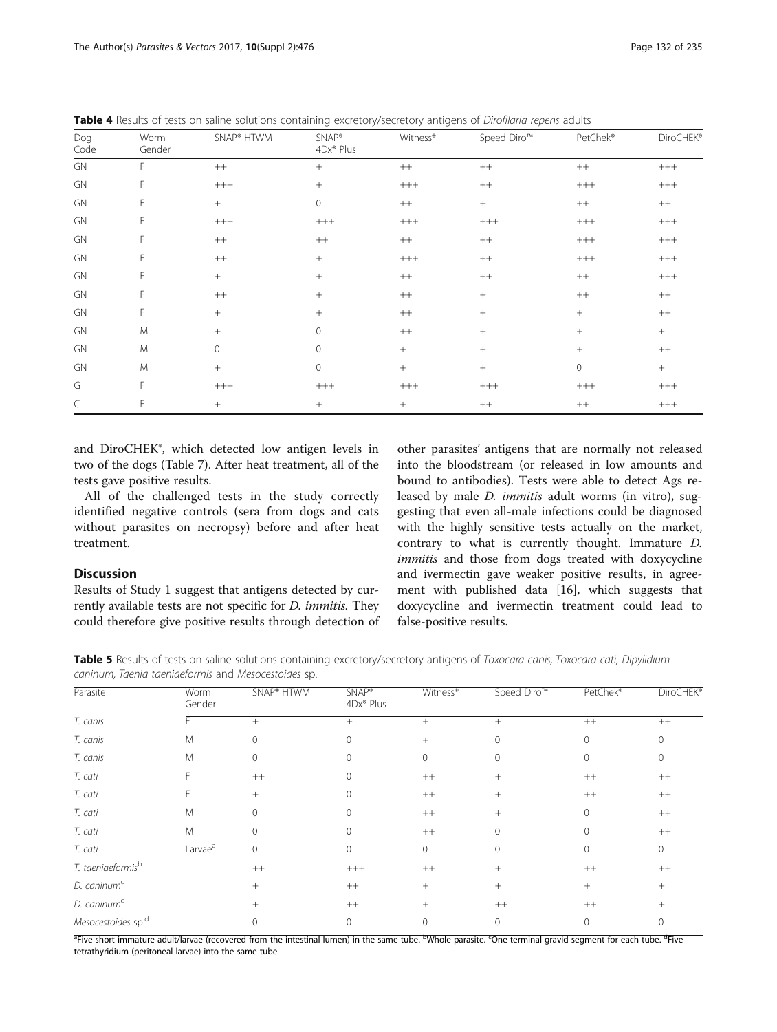**Table 4** Results of tests on saline solutions containing excretory/secretory antigens of *Dirofilaria repens* adults

| Dog Code | Worm Gender | SNAP® HTWM | SNAP® 4Dx® Plus | Witness® | Speed Diro™ | PetChek® | DiroCHEK® |
|---|---|---|---|---|---|---|---|
| GN | F | ++ | + | ++ | ++ | ++ | +++ |
| GN | F | +++ | + | +++ | ++ | +++ | +++ |
| GN | F | + | 0 | ++ | + | ++ | ++ |
| GN | F | +++ | +++ | +++ | +++ | +++ | +++ |
| GN | F | ++ | ++ | ++ | ++ | +++ | +++ |
| GN | F | ++ | + | +++ | ++ | +++ | +++ |
| GN | F | + | + | ++ | ++ | ++ | +++ |
| GN | F | ++ | + | ++ | + | ++ | ++ |
| GN | F | + | + | ++ | + | + | ++ |
| GN | M | + | 0 | ++ | + | + | + |
| GN | M | 0 | 0 | + | + | + | ++ |
| GN | M | + | 0 | + | + | 0 | + |
| G | F | +++ | +++ | +++ | +++ | +++ | +++ |
| C | F | + | + | + | ++ | ++ | +++ |

and DiroCHEK®, which detected low antigen levels in two of the dogs (Table 7). After heat treatment, all of the tests gave positive results.

All of the challenged tests in the study correctly identified negative controls (sera from dogs and cats without parasites on necropsy) before and after heat treatment.

## Discussion

Results of Study 1 suggest that antigens detected by currently available tests are not specific for *D. immitis.* They could therefore give positive results through detection of other parasites' antigens that are normally not released into the bloodstream (or released in low amounts and bound to antibodies). Tests were able to detect Ags released by male *D. immitis* adult worms (in vitro), suggesting that even all-male infections could be diagnosed with the highly sensitive tests actually on the market, contrary to what is currently thought. Immature *D. immitis* and those from dogs treated with doxycycline and ivermectin gave weaker positive results, in agreement with published data [16], which suggests that doxycycline and ivermectin treatment could lead to false-positive results.

**Table 5** Results of tests on saline solutions containing excretory/secretory antigens of *Toxocara canis, Toxocara cati, Dipylidium caninum, Taenia taeniaeformis* and *Mesocestoides* sp.

| Parasite | Worm Gender | SNAP® HTWM | SNAP® 4Dx® Plus | Witness® | Speed Diro™ | PetChek® | DiroCHEK® |
|---|---|---|---|---|---|---|---|
| *T. canis* | F | + | + | + | + | ++ | ++ |
| *T. canis* | M | 0 | 0 | + | 0 | 0 | 0 |
| *T. canis* | M | 0 | 0 | 0 | 0 | 0 | 0 |
| *T. cati* | F | ++ | 0 | ++ | + | ++ | ++ |
| *T. cati* | F | + | 0 | ++ | + | ++ | ++ |
| *T. cati* | M | 0 | 0 | ++ | + | 0 | ++ |
| *T. cati* | M | 0 | 0 | ++ | 0 | 0 | ++ |
| *T. cati* | Larvae[a] | 0 | 0 | 0 | 0 | 0 | 0 |
| *T. taeniaeformis*[b] | | ++ | +++ | ++ | + | ++ | ++ |
| *D. caninum*[c] | | + | ++ | + | + | + | + |
| *D. caninum*[c] | | + | ++ | + | ++ | ++ | + |
| *Mesocestoides* sp.[d] | | 0 | 0 | 0 | 0 | 0 | 0 |

[a]Five short immature adult/larvae (recovered from the intestinal lumen) in the same tube. [b]Whole parasite. [c]One terminal gravid segment for each tube. [d]Five tetrathyridium (peritoneal larvae) into the same tube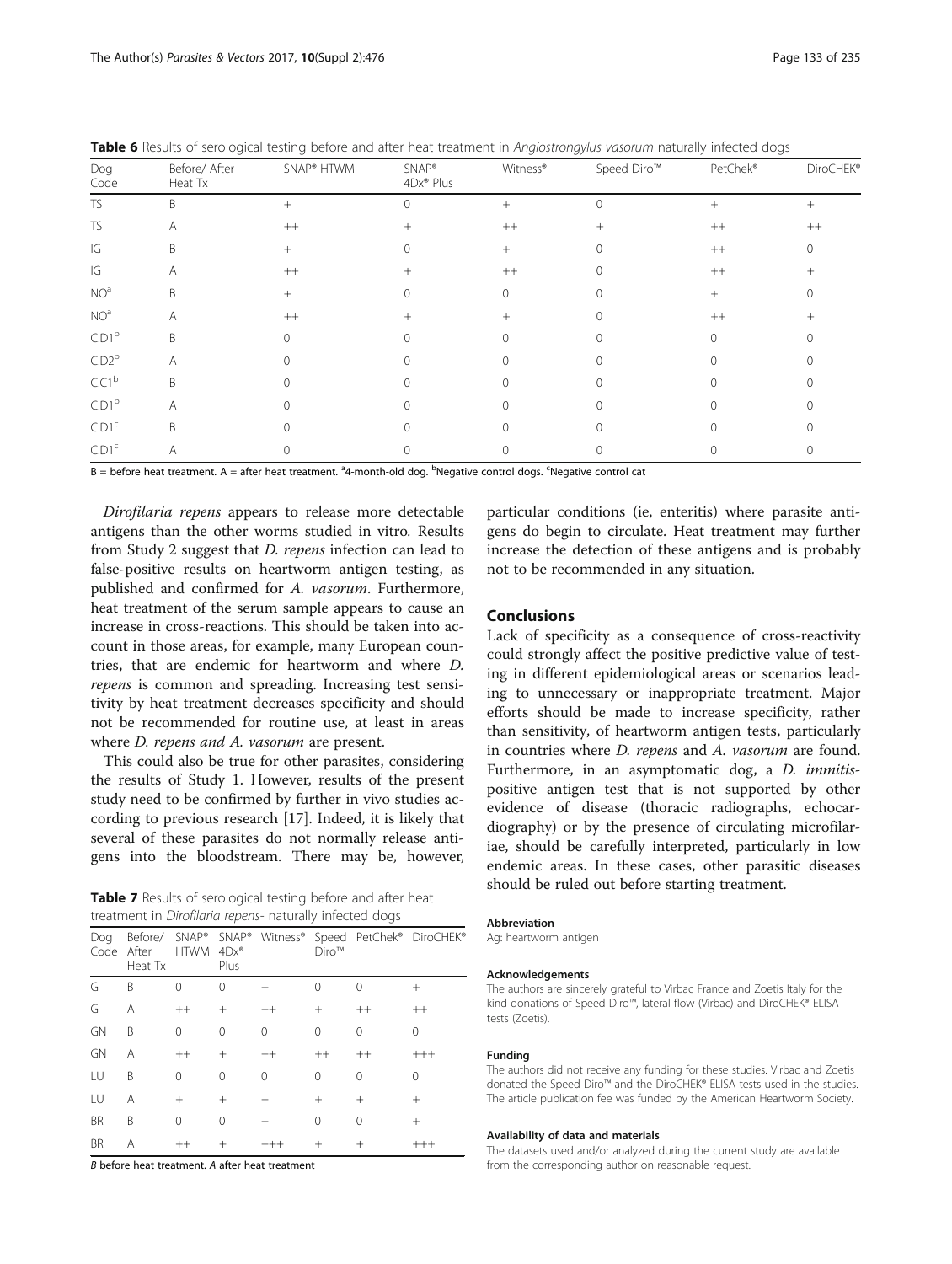**Table 6** Results of serological testing before and after heat treatment in *Angiostrongylus vasorum* naturally infected dogs

| Dog Code | Before/ After Heat Tx | SNAP® HTWM | SNAP® 4Dx® Plus | Witness® | Speed Diro™ | PetChek® | DiroCHEK® |
|---|---|---|---|---|---|---|---|
| TS | B | + | 0 | + | 0 | + | + |
| TS | A | ++ | + | ++ | + | ++ | ++ |
| IG | B | + | 0 | + | 0 | ++ | 0 |
| IG | A | ++ | + | ++ | 0 | ++ | + |
| NO[a] | B | + | 0 | 0 | 0 | + | 0 |
| NO[a] | A | ++ | + | + | 0 | ++ | + |
| C.D1[b] | B | 0 | 0 | 0 | 0 | 0 | 0 |
| C.D2[b] | A | 0 | 0 | 0 | 0 | 0 | 0 |
| C.C1[b] | B | 0 | 0 | 0 | 0 | 0 | 0 |
| C.D1[b] | A | 0 | 0 | 0 | 0 | 0 | 0 |
| C.D1[c] | B | 0 | 0 | 0 | 0 | 0 | 0 |
| C.D1[c] | A | 0 | 0 | 0 | 0 | 0 | 0 |

B = before heat treatment. A = after heat treatment. [a]4-month-old dog. [b]Negative control dogs. [c]Negative control cat

*Dirofilaria repens* appears to release more detectable antigens than the other worms studied in vitro. Results from Study 2 suggest that *D. repens* infection can lead to false-positive results on heartworm antigen testing, as published and confirmed for *A. vasorum*. Furthermore, heat treatment of the serum sample appears to cause an increase in cross-reactions. This should be taken into account in those areas, for example, many European countries, that are endemic for heartworm and where *D. repens* is common and spreading. Increasing test sensitivity by heat treatment decreases specificity and should not be recommended for routine use, at least in areas where *D. repens and A. vasorum* are present.

This could also be true for other parasites, considering the results of Study 1. However, results of the present study need to be confirmed by further in vivo studies according to previous research [17]. Indeed, it is likely that several of these parasites do not normally release antigens into the bloodstream. There may be, however, particular conditions (ie, enteritis) where parasite antigens do begin to circulate. Heat treatment may further increase the detection of these antigens and is probably not to be recommended in any situation.

**Table 7** Results of serological testing before and after heat treatment in *Dirofilaria repens*- naturally infected dogs

| Dog Code | Before/ After Heat Tx | SNAP® HTWM | SNAP® 4Dx® Plus | Witness® | Speed Diro™ | PetChek® | DiroCHEK® |
|---|---|---|---|---|---|---|---|
| G | B | 0 | 0 | + | 0 | 0 | + |
| G | A | ++ | + | ++ | + | ++ | ++ |
| GN | B | 0 | 0 | 0 | 0 | 0 | 0 |
| GN | A | ++ | + | ++ | ++ | ++ | +++ |
| LU | B | 0 | 0 | 0 | 0 | 0 | 0 |
| LU | A | + | + | + | + | + | + |
| BR | B | 0 | 0 | + | 0 | 0 | + |
| BR | A | ++ | + | +++ | + | + | +++ |

*B* before heat treatment. *A* after heat treatment

## Conclusions

Lack of specificity as a consequence of cross-reactivity could strongly affect the positive predictive value of testing in different epidemiological areas or scenarios leading to unnecessary or inappropriate treatment. Major efforts should be made to increase specificity, rather than sensitivity, of heartworm antigen tests, particularly in countries where *D. repens* and *A. vasorum* are found. Furthermore, in an asymptomatic dog, a *D. immitis*-positive antigen test that is not supported by other evidence of disease (thoracic radiographs, echocardiography) or by the presence of circulating microfilariae, should be carefully interpreted, particularly in low endemic areas. In these cases, other parasitic diseases should be ruled out before starting treatment.

#### Abbreviation

Ag: heartworm antigen

#### Acknowledgements

The authors are sincerely grateful to Virbac France and Zoetis Italy for the kind donations of Speed Diro™, lateral flow (Virbac) and DiroCHEK® ELISA tests (Zoetis).

#### Funding

The authors did not receive any funding for these studies. Virbac and Zoetis donated the Speed Diro™ and the DiroCHEK® ELISA tests used in the studies. The article publication fee was funded by the American Heartworm Society.

#### Availability of data and materials

The datasets used and/or analyzed during the current study are available from the corresponding author on reasonable request.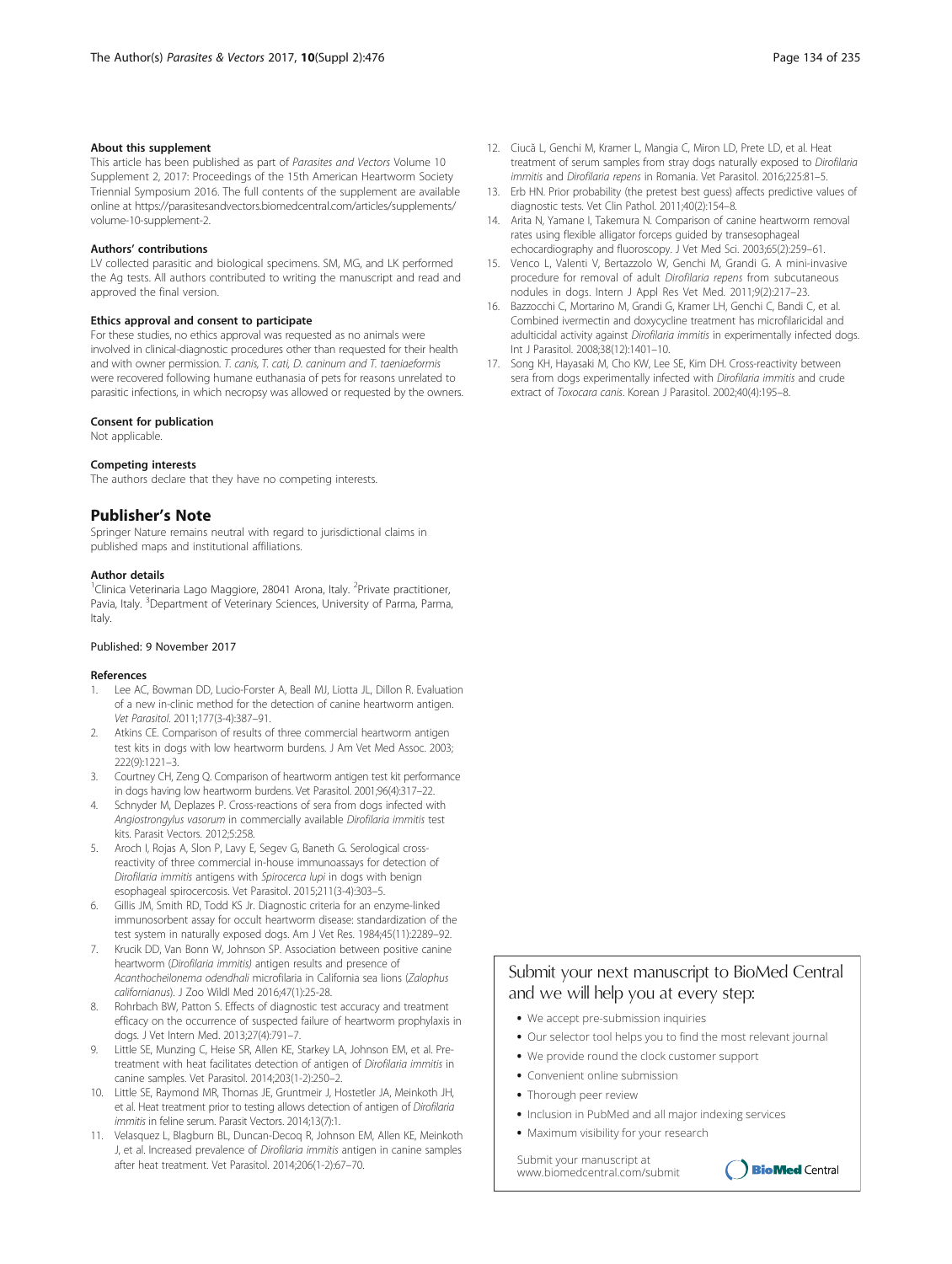#### About this supplement

This article has been published as part of *Parasites and Vectors* Volume 10 Supplement 2, 2017: Proceedings of the 15th American Heartworm Society Triennial Symposium 2016. The full contents of the supplement are available online at https://parasitesandvectors.biomedcentral.com/articles/supplements/volume-10-supplement-2.

#### Authors' contributions

LV collected parasitic and biological specimens. SM, MG, and LK performed the Ag tests. All authors contributed to writing the manuscript and read and approved the final version.

#### Ethics approval and consent to participate

For these studies, no ethics approval was requested as no animals were involved in clinical-diagnostic procedures other than requested for their health and with owner permission. *T. canis, T. cati, D. caninum and T. taeniaeformis* were recovered following humane euthanasia of pets for reasons unrelated to parasitic infections, in which necropsy was allowed or requested by the owners.

#### Consent for publication

Not applicable.

#### Competing interests

The authors declare that they have no competing interests.

## Publisher's Note

Springer Nature remains neutral with regard to jurisdictional claims in published maps and institutional affiliations.

#### Author details

[1]Clinica Veterinaria Lago Maggiore, 28041 Arona, Italy. [2]Private practitioner, Pavia, Italy. [3]Department of Veterinary Sciences, University of Parma, Parma, Italy.

Published: 9 November 2017

#### References

1. Lee AC, Bowman DD, Lucio-Forster A, Beall MJ, Liotta JL, Dillon R. Evaluation of a new in-clinic method for the detection of canine heartworm antigen. *Vet Parasitol*. 2011;177(3-4):387–91.
2. Atkins CE. Comparison of results of three commercial heartworm antigen test kits in dogs with low heartworm burdens. J Am Vet Med Assoc. 2003; 222(9):1221–3.
3. Courtney CH, Zeng Q. Comparison of heartworm antigen test kit performance in dogs having low heartworm burdens. Vet Parasitol. 2001;96(4):317–22.
4. Schnyder M, Deplazes P. Cross-reactions of sera from dogs infected with *Angiostrongylus vasorum* in commercially available *Dirofilaria immitis* test kits. Parasit Vectors. 2012;5:258.
5. Aroch I, Rojas A, Slon P, Lavy E, Segev G, Baneth G. Serological cross-reactivity of three commercial in-house immunoassays for detection of *Dirofilaria immitis* antigens with *Spirocerca lupi* in dogs with benign esophageal spirocercosis. Vet Parasitol. 2015;211(3-4):303–5.
6. Gillis JM, Smith RD, Todd KS Jr. Diagnostic criteria for an enzyme-linked immunosorbent assay for occult heartworm disease: standardization of the test system in naturally exposed dogs. Am J Vet Res. 1984;45(11):2289–92.
7. Krucik DD, Van Bonn W, Johnson SP. Association between positive canine heartworm (*Dirofilaria immitis*) antigen results and presence of *Acanthocheilonema odendhali* microfilaria in California sea lions (*Zalophus californianus*). J Zoo Wildl Med 2016;47(1):25-28.
8. Rohrbach BW, Patton S. Effects of diagnostic test accuracy and treatment efficacy on the occurrence of suspected failure of heartworm prophylaxis in dogs. J Vet Intern Med. 2013;27(4):791–7.
9. Little SE, Munzing C, Heise SR, Allen KE, Starkey LA, Johnson EM, et al. Pre-treatment with heat facilitates detection of antigen of *Dirofilaria immitis* in canine samples. Vet Parasitol. 2014;203(1-2):250–2.
10. Little SE, Raymond MR, Thomas JE, Gruntmeir J, Hostetler JA, Meinkoth JH, et al. Heat treatment prior to testing allows detection of antigen of *Dirofilaria immitis* in feline serum. Parasit Vectors. 2014;13(7):1.
11. Velasquez L, Blagburn BL, Duncan-Decoq R, Johnson EM, Allen KE, Meinkoth J, et al. Increased prevalence of *Dirofilaria immitis* antigen in canine samples after heat treatment. Vet Parasitol. 2014;206(1-2):67–70.
12. Ciucă L, Genchi M, Kramer L, Mangia C, Miron LD, Prete LD, et al. Heat treatment of serum samples from stray dogs naturally exposed to *Dirofilaria immitis* and *Dirofilaria repens* in Romania. Vet Parasitol. 2016;225:81–5.
13. Erb HN. Prior probability (the pretest best guess) affects predictive values of diagnostic tests. Vet Clin Pathol. 2011;40(2):154–8.
14. Arita N, Yamane I, Takemura N. Comparison of canine heartworm removal rates using flexible alligator forceps guided by transesophageal echocardiography and fluoroscopy. J Vet Med Sci. 2003;65(2):259–61.
15. Venco L, Valenti V, Bertazzolo W, Genchi M, Grandi G. A mini-invasive procedure for removal of adult *Dirofilaria repens* from subcutaneous nodules in dogs. Intern J Appl Res Vet Med. 2011;9(2):217–23.
16. Bazzocchi C, Mortarino M, Grandi G, Kramer LH, Genchi C, Bandi C, et al. Combined ivermectin and doxycycline treatment has microfilaricidal and adulticidal activity against *Dirofilaria immitis* in experimentally infected dogs. Int J Parasitol. 2008;38(12):1401–10.
17. Song KH, Hayasaki M, Cho KW, Lee SE, Kim DH. Cross-reactivity between sera from dogs experimentally infected with *Dirofilaria immitis* and crude extract of *Toxocara canis*. Korean J Parasitol. 2002;40(4):195–8.

Submit your next manuscript to BioMed Central and we will help you at every step:

- We accept pre-submission inquiries
- Our selector tool helps you to find the most relevant journal
- We provide round the clock customer support
- Convenient online submission
- Thorough peer review
- Inclusion in PubMed and all major indexing services
- Maximum visibility for your research

Submit your manuscript at www.biomedcentral.com/submit

BioMed Central